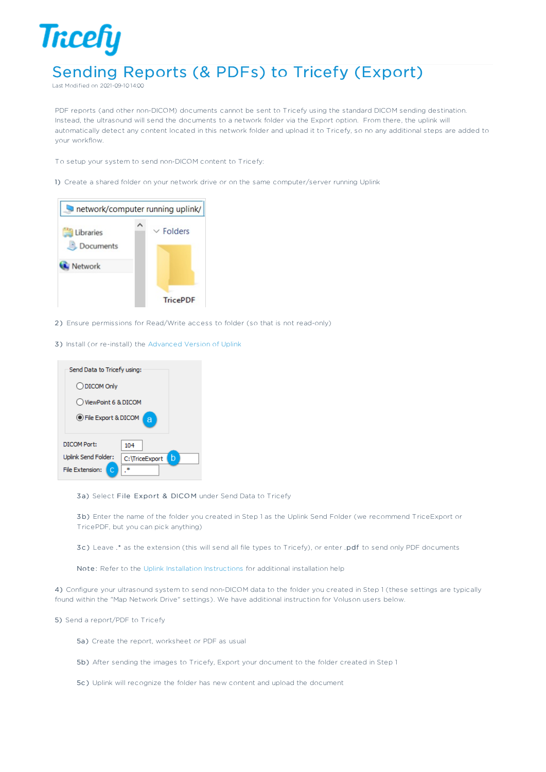# Sending Reports (& PDFs) to Tricefy (Export)

Last Modified on 2021-09-10 14:00

PDF reports (and other non-DICOM) documents cannot be sent to Tricefy using the standard DICOM sending destination. Instead, the ultrasound will send the documents to a network folder via the Export option. From there, the uplink will automatically detect any content located in this network folder and upload it to Tricefy, so no any additional steps are added to your workflow.

To setup your system to send non-DICOM content to Tricefy:

1) Create a shared folder on your network drive or on the same computer/server running Uplink

2) Ensure permissions for Read/Write access to folder (so that is not read-only)

3) Install (or re-install) the Advanced Version of Uplink

> 3a) Select **File Export & DICOM** under Send Data to Tricefy
>
> 3b) Enter the name of the folder you created in Step 1 as the Uplink Send Folder (we recommend TriceExport or TricePDF, but you can pick anything)
>
> 3c) Leave .* as the extension (this will send all file types to Tricefy), or enter **.pdf** to send only PDF documents
>
> **Note**: Refer to the Uplink Installation Instructions for additional installation help

4) Configure your ultrasound system to send non-DICOM data to the folder you created in Step 1 (these settings are typically found within the "Map Network Drive" settings). We have additional instruction for Voluson users below.

5) Send a report/PDF to Tricefy

> 5a) Create the report, worksheet or PDF as usual
>
> 5b) After sending the images to Tricefy, Export your document to the folder created in Step 1
>
> 5c) Uplink will recognize the folder has new content and upload the document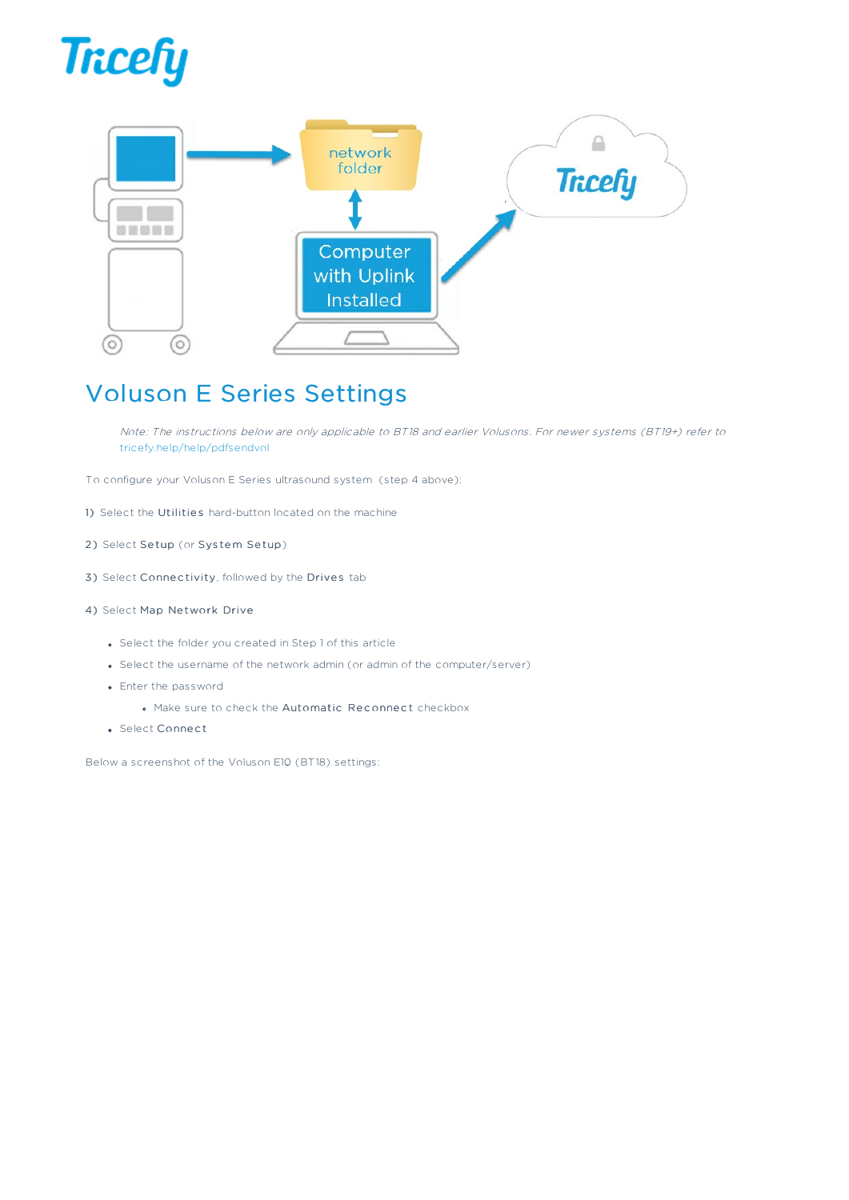## Voluson E Series Settings

> *Note: The instructions below are only applicable to BT18 and earlier Volusons. For newer systems (BT19+) refer to tricefy.help/help/pdfsendvol*

To configure your Voluson E Series ultrasound system (step 4 above):

1) Select the **Utilities** hard-button located on the machine

2) Select **Setup** (or **System Setup**)

3) Select **Connectivity**, followed by the **Drives** tab

4) Select **Map Network Drive**

- Select the folder you created in Step 1 of this article
- Select the username of the network admin (or admin of the computer/server)
- Enter the password
    - Make sure to check the **Automatic Reconnect** checkbox
- Select **Connect**

Below a screenshot of the Voluson E10 (BT18) settings: